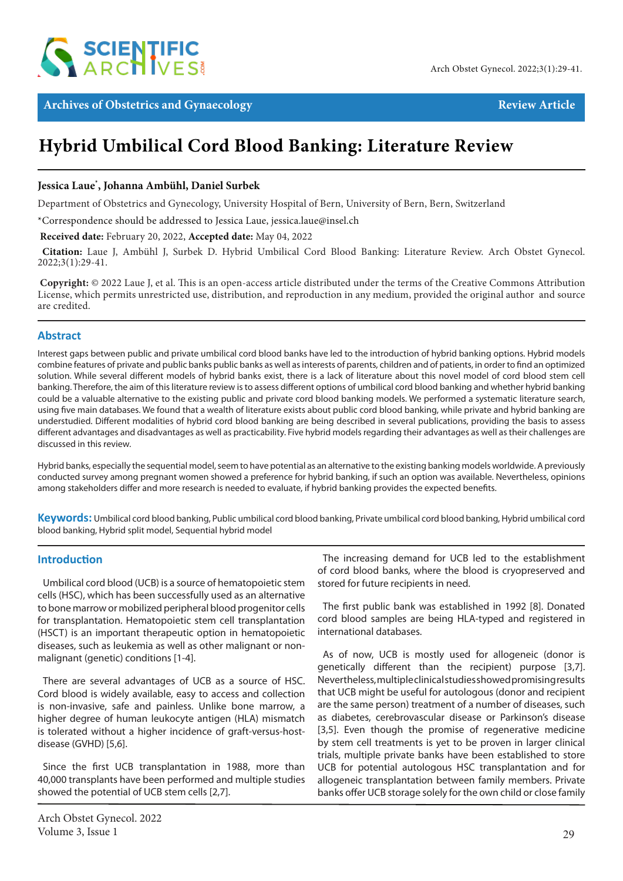Archives of Obstetrics and Gynaecology — Review Article

# Hybrid Umbilical Cord Blood Banking: Literature Review

**Jessica Laue*, Johanna Ambühl, Daniel Surbek**

Department of Obstetrics and Gynecology, University Hospital of Bern, University of Bern, Bern, Switzerland

*Correspondence should be addressed to Jessica Laue, jessica.laue@insel.ch

**Received date:** February 20, 2022, **Accepted date:** May 04, 2022

**Citation:** Laue J, Ambühl J, Surbek D. Hybrid Umbilical Cord Blood Banking: Literature Review. Arch Obstet Gynecol. 2022;3(1):29-41.

**Copyright:** © 2022 Laue J, et al. This is an open-access article distributed under the terms of the Creative Commons Attribution License, which permits unrestricted use, distribution, and reproduction in any medium, provided the original author and source are credited.

## Abstract

Interest gaps between public and private umbilical cord blood banks have led to the introduction of hybrid banking options. Hybrid models combine features of private and public banks public banks as well as interests of parents, children and of patients, in order to find an optimized solution. While several different models of hybrid banks exist, there is a lack of literature about this novel model of cord blood stem cell banking. Therefore, the aim of this literature review is to assess different options of umbilical cord blood banking and whether hybrid banking could be a valuable alternative to the existing public and private cord blood banking models. We performed a systematic literature search, using five main databases. We found that a wealth of literature exists about public cord blood banking, while private and hybrid banking are understudied. Different modalities of hybrid cord blood banking are being described in several publications, providing the basis to assess different advantages and disadvantages as well as practicability. Five hybrid models regarding their advantages as well as their challenges are discussed in this review.

Hybrid banks, especially the sequential model, seem to have potential as an alternative to the existing banking models worldwide. A previously conducted survey among pregnant women showed a preference for hybrid banking, if such an option was available. Nevertheless, opinions among stakeholders differ and more research is needed to evaluate, if hybrid banking provides the expected benefits.

**Keywords:** Umbilical cord blood banking, Public umbilical cord blood banking, Private umbilical cord blood banking, Hybrid umbilical cord blood banking, Hybrid split model, Sequential hybrid model

## Introduction

Umbilical cord blood (UCB) is a source of hematopoietic stem cells (HSC), which has been successfully used as an alternative to bone marrow or mobilized peripheral blood progenitor cells for transplantation. Hematopoietic stem cell transplantation (HSCT) is an important therapeutic option in hematopoietic diseases, such as leukemia as well as other malignant or non-malignant (genetic) conditions [1-4].

There are several advantages of UCB as a source of HSC. Cord blood is widely available, easy to access and collection is non-invasive, safe and painless. Unlike bone marrow, a higher degree of human leukocyte antigen (HLA) mismatch is tolerated without a higher incidence of graft-versus-host-disease (GVHD) [5,6].

Since the first UCB transplantation in 1988, more than 40,000 transplants have been performed and multiple studies showed the potential of UCB stem cells [2,7].

The increasing demand for UCB led to the establishment of cord blood banks, where the blood is cryopreserved and stored for future recipients in need.

The first public bank was established in 1992 [8]. Donated cord blood samples are being HLA-typed and registered in international databases.

As of now, UCB is mostly used for allogeneic (donor is genetically different than the recipient) purpose [3,7]. Nevertheless, multiple clinical studies showed promising results that UCB might be useful for autologous (donor and recipient are the same person) treatment of a number of diseases, such as diabetes, cerebrovascular disease or Parkinson's disease [3,5]. Even though the promise of regenerative medicine by stem cell treatments is yet to be proven in larger clinical trials, multiple private banks have been established to store UCB for potential autologous HSC transplantation and for allogeneic transplantation between family members. Private banks offer UCB storage solely for the own child or close family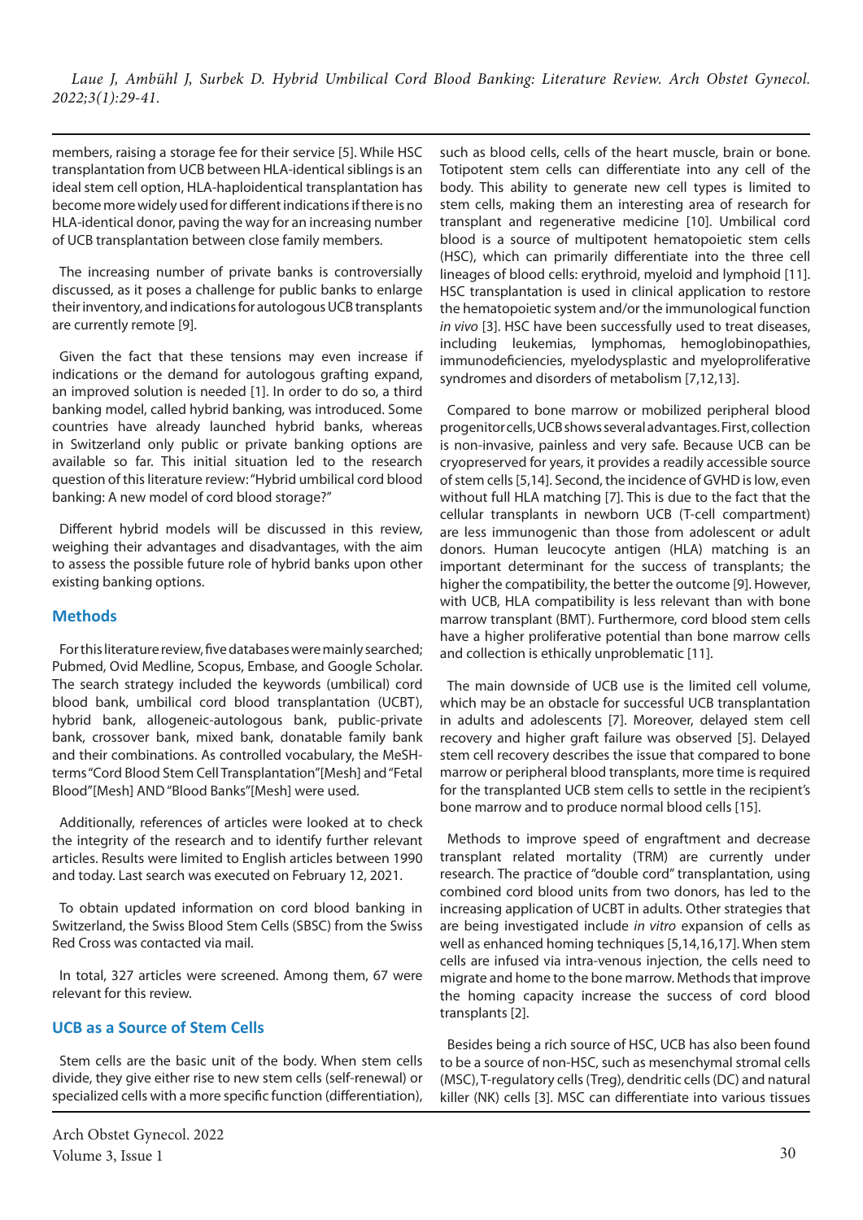members, raising a storage fee for their service [5]. While HSC transplantation from UCB between HLA-identical siblings is an ideal stem cell option, HLA-haploidentical transplantation has become more widely used for different indications if there is no HLA-identical donor, paving the way for an increasing number of UCB transplantation between close family members.

The increasing number of private banks is controversially discussed, as it poses a challenge for public banks to enlarge their inventory, and indications for autologous UCB transplants are currently remote [9].

Given the fact that these tensions may even increase if indications or the demand for autologous grafting expand, an improved solution is needed [1]. In order to do so, a third banking model, called hybrid banking, was introduced. Some countries have already launched hybrid banks, whereas in Switzerland only public or private banking options are available so far. This initial situation led to the research question of this literature review: "Hybrid umbilical cord blood banking: A new model of cord blood storage?"

Different hybrid models will be discussed in this review, weighing their advantages and disadvantages, with the aim to assess the possible future role of hybrid banks upon other existing banking options.

## Methods

For this literature review, five databases were mainly searched; Pubmed, Ovid Medline, Scopus, Embase, and Google Scholar. The search strategy included the keywords (umbilical) cord blood bank, umbilical cord blood transplantation (UCBT), hybrid bank, allogeneic-autologous bank, public-private bank, crossover bank, mixed bank, donatable family bank and their combinations. As controlled vocabulary, the MeSH-terms "Cord Blood Stem Cell Transplantation"[Mesh] and "Fetal Blood"[Mesh] AND "Blood Banks"[Mesh] were used.

Additionally, references of articles were looked at to check the integrity of the research and to identify further relevant articles. Results were limited to English articles between 1990 and today. Last search was executed on February 12, 2021.

To obtain updated information on cord blood banking in Switzerland, the Swiss Blood Stem Cells (SBSC) from the Swiss Red Cross was contacted via mail.

In total, 327 articles were screened. Among them, 67 were relevant for this review.

## UCB as a Source of Stem Cells

Stem cells are the basic unit of the body. When stem cells divide, they give either rise to new stem cells (self-renewal) or specialized cells with a more specific function (differentiation), such as blood cells, cells of the heart muscle, brain or bone. Totipotent stem cells can differentiate into any cell of the body. This ability to generate new cell types is limited to stem cells, making them an interesting area of research for transplant and regenerative medicine [10]. Umbilical cord blood is a source of multipotent hematopoietic stem cells (HSC), which can primarily differentiate into the three cell lineages of blood cells: erythroid, myeloid and lymphoid [11]. HSC transplantation is used in clinical application to restore the hematopoietic system and/or the immunological function *in vivo* [3]. HSC have been successfully used to treat diseases, including leukemias, lymphomas, hemoglobinopathies, immunodeficiencies, myelodysplastic and myeloproliferative syndromes and disorders of metabolism [7,12,13].

Compared to bone marrow or mobilized peripheral blood progenitor cells, UCB shows several advantages. First, collection is non-invasive, painless and very safe. Because UCB can be cryopreserved for years, it provides a readily accessible source of stem cells [5,14]. Second, the incidence of GVHD is low, even without full HLA matching [7]. This is due to the fact that the cellular transplants in newborn UCB (T-cell compartment) are less immunogenic than those from adolescent or adult donors. Human leucocyte antigen (HLA) matching is an important determinant for the success of transplants; the higher the compatibility, the better the outcome [9]. However, with UCB, HLA compatibility is less relevant than with bone marrow transplant (BMT). Furthermore, cord blood stem cells have a higher proliferative potential than bone marrow cells and collection is ethically unproblematic [11].

The main downside of UCB use is the limited cell volume, which may be an obstacle for successful UCB transplantation in adults and adolescents [7]. Moreover, delayed stem cell recovery and higher graft failure was observed [5]. Delayed stem cell recovery describes the issue that compared to bone marrow or peripheral blood transplants, more time is required for the transplanted UCB stem cells to settle in the recipient's bone marrow and to produce normal blood cells [15].

Methods to improve speed of engraftment and decrease transplant related mortality (TRM) are currently under research. The practice of "double cord" transplantation, using combined cord blood units from two donors, has led to the increasing application of UCBT in adults. Other strategies that are being investigated include *in vitro* expansion of cells as well as enhanced homing techniques [5,14,16,17]. When stem cells are infused via intra-venous injection, the cells need to migrate and home to the bone marrow. Methods that improve the homing capacity increase the success of cord blood transplants [2].

Besides being a rich source of HSC, UCB has also been found to be a source of non-HSC, such as mesenchymal stromal cells (MSC), T-regulatory cells (Treg), dendritic cells (DC) and natural killer (NK) cells [3]. MSC can differentiate into various tissues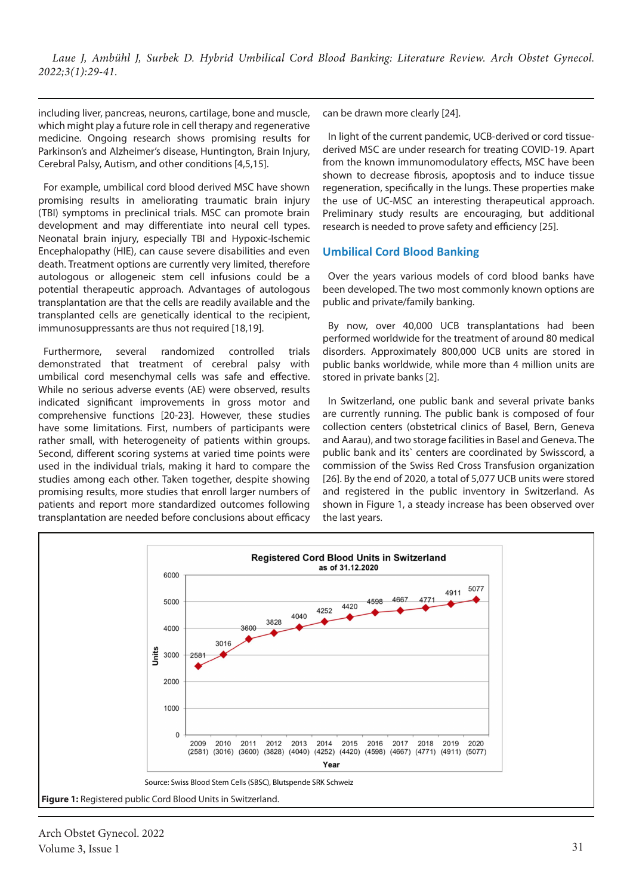including liver, pancreas, neurons, cartilage, bone and muscle, which might play a future role in cell therapy and regenerative medicine. Ongoing research shows promising results for Parkinson's and Alzheimer's disease, Huntington, Brain Injury, Cerebral Palsy, Autism, and other conditions [4,5,15].

For example, umbilical cord blood derived MSC have shown promising results in ameliorating traumatic brain injury (TBI) symptoms in preclinical trials. MSC can promote brain development and may differentiate into neural cell types. Neonatal brain injury, especially TBI and Hypoxic-Ischemic Encephalopathy (HIE), can cause severe disabilities and even death. Treatment options are currently very limited, therefore autologous or allogeneic stem cell infusions could be a potential therapeutic approach. Advantages of autologous transplantation are that the cells are readily available and the transplanted cells are genetically identical to the recipient, immunosuppressants are thus not required [18,19].

Furthermore, several randomized controlled trials demonstrated that treatment of cerebral palsy with umbilical cord mesenchymal cells was safe and effective. While no serious adverse events (AE) were observed, results indicated significant improvements in gross motor and comprehensive functions [20-23]. However, these studies have some limitations. First, numbers of participants were rather small, with heterogeneity of patients within groups. Second, different scoring systems at varied time points were used in the individual trials, making it hard to compare the studies among each other. Taken together, despite showing promising results, more studies that enroll larger numbers of patients and report more standardized outcomes following transplantation are needed before conclusions about efficacy can be drawn more clearly [24].

In light of the current pandemic, UCB-derived or cord tissue-derived MSC are under research for treating COVID-19. Apart from the known immunomodulatory effects, MSC have been shown to decrease fibrosis, apoptosis and to induce tissue regeneration, specifically in the lungs. These properties make the use of UC-MSC an interesting therapeutical approach. Preliminary study results are encouraging, but additional research is needed to prove safety and efficiency [25].

## Umbilical Cord Blood Banking

Over the years various models of cord blood banks have been developed. The two most commonly known options are public and private/family banking.

By now, over 40,000 UCB transplantations had been performed worldwide for the treatment of around 80 medical disorders. Approximately 800,000 UCB units are stored in public banks worldwide, while more than 4 million units are stored in private banks [2].

In Switzerland, one public bank and several private banks are currently running. The public bank is composed of four collection centers (obstetrical clinics of Basel, Bern, Geneva and Aarau), and two storage facilities in Basel and Geneva. The public bank and its` centers are coordinated by Swisscord, a commission of the Swiss Red Cross Transfusion organization [26]. By the end of 2020, a total of 5,077 UCB units were stored and registered in the public inventory in Switzerland. As shown in Figure 1, a steady increase has been observed over the last years.

**Registered Cord Blood Units in Switzerland**
as of 31.12.2020

| Year | 2009 | 2010 | 2011 | 2012 | 2013 | 2014 | 2015 | 2016 | 2017 | 2018 | 2019 | 2020 |
|---|---|---|---|---|---|---|---|---|---|---|---|---|
| Units | 2581 | 3016 | 3600 | 3828 | 4040 | 4252 | 4420 | 4598 | 4667 | 4771 | 4911 | 5077 |

Source: Swiss Blood Stem Cells (SBSC), Blutspende SRK Schweiz

**Figure 1:** Registered public Cord Blood Units in Switzerland.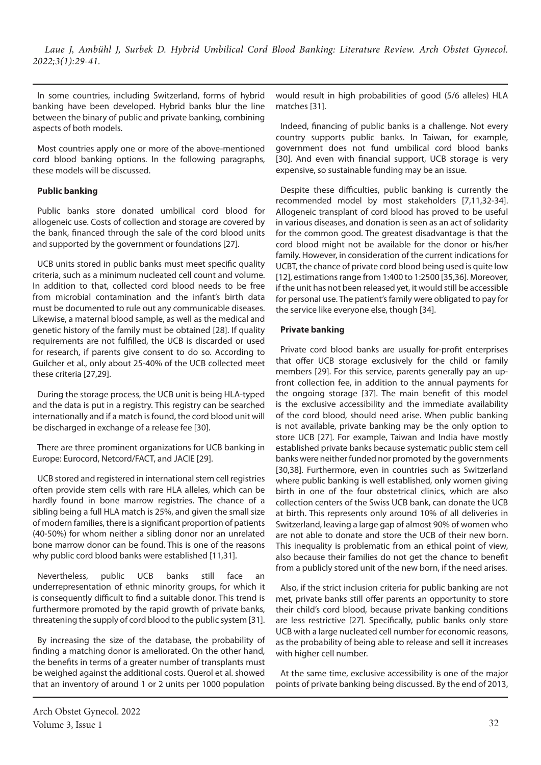In some countries, including Switzerland, forms of hybrid banking have been developed. Hybrid banks blur the line between the binary of public and private banking, combining aspects of both models.

Most countries apply one or more of the above-mentioned cord blood banking options. In the following paragraphs, these models will be discussed.

**Public banking**

Public banks store donated umbilical cord blood for allogeneic use. Costs of collection and storage are covered by the bank, financed through the sale of the cord blood units and supported by the government or foundations [27].

UCB units stored in public banks must meet specific quality criteria, such as a minimum nucleated cell count and volume. In addition to that, collected cord blood needs to be free from microbial contamination and the infant's birth data must be documented to rule out any communicable diseases. Likewise, a maternal blood sample, as well as the medical and genetic history of the family must be obtained [28]. If quality requirements are not fulfilled, the UCB is discarded or used for research, if parents give consent to do so. According to Guilcher et al., only about 25-40% of the UCB collected meet these criteria [27,29].

During the storage process, the UCB unit is being HLA-typed and the data is put in a registry. This registry can be searched internationally and if a match is found, the cord blood unit will be discharged in exchange of a release fee [30].

There are three prominent organizations for UCB banking in Europe: Eurocord, Netcord/FACT, and JACIE [29].

UCB stored and registered in international stem cell registries often provide stem cells with rare HLA alleles, which can be hardly found in bone marrow registries. The chance of a sibling being a full HLA match is 25%, and given the small size of modern families, there is a significant proportion of patients (40-50%) for whom neither a sibling donor nor an unrelated bone marrow donor can be found. This is one of the reasons why public cord blood banks were established [11,31].

Nevertheless, public UCB banks still face an underrepresentation of ethnic minority groups, for which it is consequently difficult to find a suitable donor. This trend is furthermore promoted by the rapid growth of private banks, threatening the supply of cord blood to the public system [31].

By increasing the size of the database, the probability of finding a matching donor is ameliorated. On the other hand, the benefits in terms of a greater number of transplants must be weighed against the additional costs. Querol et al. showed that an inventory of around 1 or 2 units per 1000 population would result in high probabilities of good (5/6 alleles) HLA matches [31].

Indeed, financing of public banks is a challenge. Not every country supports public banks. In Taiwan, for example, government does not fund umbilical cord blood banks [30]. And even with financial support, UCB storage is very expensive, so sustainable funding may be an issue.

Despite these difficulties, public banking is currently the recommended model by most stakeholders [7,11,32-34]. Allogeneic transplant of cord blood has proved to be useful in various diseases, and donation is seen as an act of solidarity for the common good. The greatest disadvantage is that the cord blood might not be available for the donor or his/her family. However, in consideration of the current indications for UCBT, the chance of private cord blood being used is quite low [12], estimations range from 1:400 to 1:2500 [35,36]. Moreover, if the unit has not been released yet, it would still be accessible for personal use. The patient's family were obligated to pay for the service like everyone else, though [34].

**Private banking**

Private cord blood banks are usually for-profit enterprises that offer UCB storage exclusively for the child or family members [29]. For this service, parents generally pay an up-front collection fee, in addition to the annual payments for the ongoing storage [37]. The main benefit of this model is the exclusive accessibility and the immediate availability of the cord blood, should need arise. When public banking is not available, private banking may be the only option to store UCB [27]. For example, Taiwan and India have mostly established private banks because systematic public stem cell banks were neither funded nor promoted by the governments [30,38]. Furthermore, even in countries such as Switzerland where public banking is well established, only women giving birth in one of the four obstetrical clinics, which are also collection centers of the Swiss UCB bank, can donate the UCB at birth. This represents only around 10% of all deliveries in Switzerland, leaving a large gap of almost 90% of women who are not able to donate and store the UCB of their new born. This inequality is problematic from an ethical point of view, also because their families do not get the chance to benefit from a publicly stored unit of the new born, if the need arises.

Also, if the strict inclusion criteria for public banking are not met, private banks still offer parents an opportunity to store their child's cord blood, because private banking conditions are less restrictive [27]. Specifically, public banks only store UCB with a large nucleated cell number for economic reasons, as the probability of being able to release and sell it increases with higher cell number.

At the same time, exclusive accessibility is one of the major points of private banking being discussed. By the end of 2013,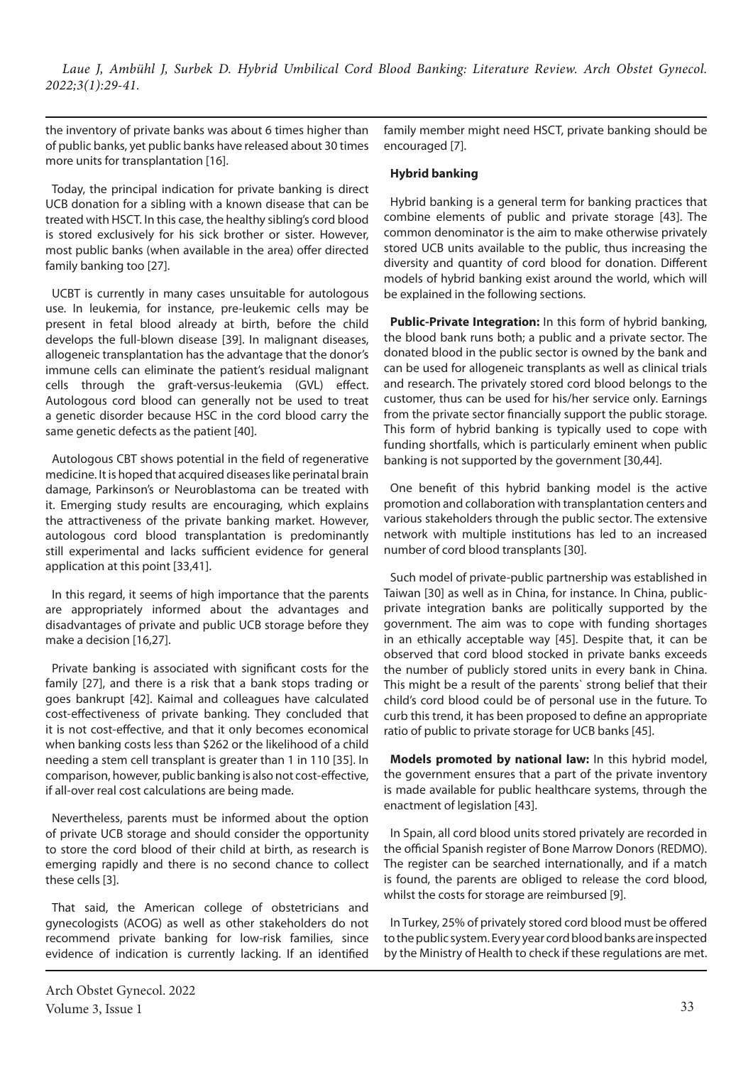the inventory of private banks was about 6 times higher than of public banks, yet public banks have released about 30 times more units for transplantation [16].

Today, the principal indication for private banking is direct UCB donation for a sibling with a known disease that can be treated with HSCT. In this case, the healthy sibling's cord blood is stored exclusively for his sick brother or sister. However, most public banks (when available in the area) offer directed family banking too [27].

UCBT is currently in many cases unsuitable for autologous use. In leukemia, for instance, pre-leukemic cells may be present in fetal blood already at birth, before the child develops the full-blown disease [39]. In malignant diseases, allogeneic transplantation has the advantage that the donor's immune cells can eliminate the patient's residual malignant cells through the graft-versus-leukemia (GVL) effect. Autologous cord blood can generally not be used to treat a genetic disorder because HSC in the cord blood carry the same genetic defects as the patient [40].

Autologous CBT shows potential in the field of regenerative medicine. It is hoped that acquired diseases like perinatal brain damage, Parkinson's or Neuroblastoma can be treated with it. Emerging study results are encouraging, which explains the attractiveness of the private banking market. However, autologous cord blood transplantation is predominantly still experimental and lacks sufficient evidence for general application at this point [33,41].

In this regard, it seems of high importance that the parents are appropriately informed about the advantages and disadvantages of private and public UCB storage before they make a decision [16,27].

Private banking is associated with significant costs for the family [27], and there is a risk that a bank stops trading or goes bankrupt [42]. Kaimal and colleagues have calculated cost-effectiveness of private banking. They concluded that it is not cost-effective, and that it only becomes economical when banking costs less than $262 or the likelihood of a child needing a stem cell transplant is greater than 1 in 110 [35]. In comparison, however, public banking is also not cost-effective, if all-over real cost calculations are being made.

Nevertheless, parents must be informed about the option of private UCB storage and should consider the opportunity to store the cord blood of their child at birth, as research is emerging rapidly and there is no second chance to collect these cells [3].

That said, the American college of obstetricians and gynecologists (ACOG) as well as other stakeholders do not recommend private banking for low-risk families, since evidence of indication is currently lacking. If an identified family member might need HSCT, private banking should be encouraged [7].

**Hybrid banking**

Hybrid banking is a general term for banking practices that combine elements of public and private storage [43]. The common denominator is the aim to make otherwise privately stored UCB units available to the public, thus increasing the diversity and quantity of cord blood for donation. Different models of hybrid banking exist around the world, which will be explained in the following sections.

**Public-Private Integration:** In this form of hybrid banking, the blood bank runs both; a public and a private sector. The donated blood in the public sector is owned by the bank and can be used for allogeneic transplants as well as clinical trials and research. The privately stored cord blood belongs to the customer, thus can be used for his/her service only. Earnings from the private sector financially support the public storage. This form of hybrid banking is typically used to cope with funding shortfalls, which is particularly eminent when public banking is not supported by the government [30,44].

One benefit of this hybrid banking model is the active promotion and collaboration with transplantation centers and various stakeholders through the public sector. The extensive network with multiple institutions has led to an increased number of cord blood transplants [30].

Such model of private-public partnership was established in Taiwan [30] as well as in China, for instance. In China, public-private integration banks are politically supported by the government. The aim was to cope with funding shortages in an ethically acceptable way [45]. Despite that, it can be observed that cord blood stocked in private banks exceeds the number of publicly stored units in every bank in China. This might be a result of the parents` strong belief that their child's cord blood could be of personal use in the future. To curb this trend, it has been proposed to define an appropriate ratio of public to private storage for UCB banks [45].

**Models promoted by national law:** In this hybrid model, the government ensures that a part of the private inventory is made available for public healthcare systems, through the enactment of legislation [43].

In Spain, all cord blood units stored privately are recorded in the official Spanish register of Bone Marrow Donors (REDMO). The register can be searched internationally, and if a match is found, the parents are obliged to release the cord blood, whilst the costs for storage are reimbursed [9].

In Turkey, 25% of privately stored cord blood must be offered to the public system. Every year cord blood banks are inspected by the Ministry of Health to check if these regulations are met.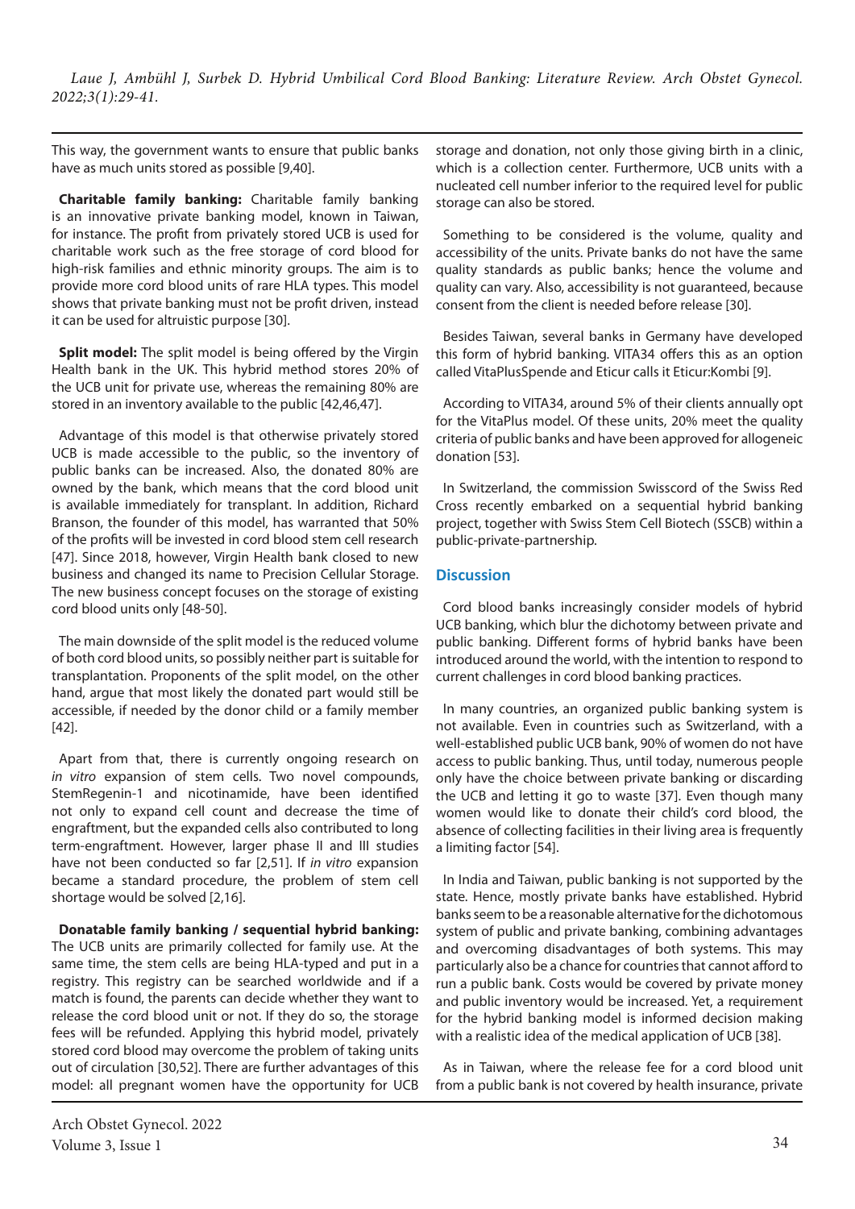This way, the government wants to ensure that public banks have as much units stored as possible [9,40].

**Charitable family banking:** Charitable family banking is an innovative private banking model, known in Taiwan, for instance. The profit from privately stored UCB is used for charitable work such as the free storage of cord blood for high-risk families and ethnic minority groups. The aim is to provide more cord blood units of rare HLA types. This model shows that private banking must not be profit driven, instead it can be used for altruistic purpose [30].

**Split model:** The split model is being offered by the Virgin Health bank in the UK. This hybrid method stores 20% of the UCB unit for private use, whereas the remaining 80% are stored in an inventory available to the public [42,46,47].

Advantage of this model is that otherwise privately stored UCB is made accessible to the public, so the inventory of public banks can be increased. Also, the donated 80% are owned by the bank, which means that the cord blood unit is available immediately for transplant. In addition, Richard Branson, the founder of this model, has warranted that 50% of the profits will be invested in cord blood stem cell research [47]. Since 2018, however, Virgin Health bank closed to new business and changed its name to Precision Cellular Storage. The new business concept focuses on the storage of existing cord blood units only [48-50].

The main downside of the split model is the reduced volume of both cord blood units, so possibly neither part is suitable for transplantation. Proponents of the split model, on the other hand, argue that most likely the donated part would still be accessible, if needed by the donor child or a family member [42].

Apart from that, there is currently ongoing research on *in vitro* expansion of stem cells. Two novel compounds, StemRegenin-1 and nicotinamide, have been identified not only to expand cell count and decrease the time of engraftment, but the expanded cells also contributed to long term-engraftment. However, larger phase II and III studies have not been conducted so far [2,51]. If *in vitro* expansion became a standard procedure, the problem of stem cell shortage would be solved [2,16].

**Donatable family banking / sequential hybrid banking:** The UCB units are primarily collected for family use. At the same time, the stem cells are being HLA-typed and put in a registry. This registry can be searched worldwide and if a match is found, the parents can decide whether they want to release the cord blood unit or not. If they do so, the storage fees will be refunded. Applying this hybrid model, privately stored cord blood may overcome the problem of taking units out of circulation [30,52]. There are further advantages of this model: all pregnant women have the opportunity for UCB storage and donation, not only those giving birth in a clinic, which is a collection center. Furthermore, UCB units with a nucleated cell number inferior to the required level for public storage can also be stored.

Something to be considered is the volume, quality and accessibility of the units. Private banks do not have the same quality standards as public banks; hence the volume and quality can vary. Also, accessibility is not guaranteed, because consent from the client is needed before release [30].

Besides Taiwan, several banks in Germany have developed this form of hybrid banking. VITA34 offers this as an option called VitaPlusSpende and Eticur calls it Eticur:Kombi [9].

According to VITA34, around 5% of their clients annually opt for the VitaPlus model. Of these units, 20% meet the quality criteria of public banks and have been approved for allogeneic donation [53].

In Switzerland, the commission Swisscord of the Swiss Red Cross recently embarked on a sequential hybrid banking project, together with Swiss Stem Cell Biotech (SSCB) within a public-private-partnership.

## Discussion

Cord blood banks increasingly consider models of hybrid UCB banking, which blur the dichotomy between private and public banking. Different forms of hybrid banks have been introduced around the world, with the intention to respond to current challenges in cord blood banking practices.

In many countries, an organized public banking system is not available. Even in countries such as Switzerland, with a well-established public UCB bank, 90% of women do not have access to public banking. Thus, until today, numerous people only have the choice between private banking or discarding the UCB and letting it go to waste [37]. Even though many women would like to donate their child's cord blood, the absence of collecting facilities in their living area is frequently a limiting factor [54].

In India and Taiwan, public banking is not supported by the state. Hence, mostly private banks have established. Hybrid banks seem to be a reasonable alternative for the dichotomous system of public and private banking, combining advantages and overcoming disadvantages of both systems. This may particularly also be a chance for countries that cannot afford to run a public bank. Costs would be covered by private money and public inventory would be increased. Yet, a requirement for the hybrid banking model is informed decision making with a realistic idea of the medical application of UCB [38].

As in Taiwan, where the release fee for a cord blood unit from a public bank is not covered by health insurance, private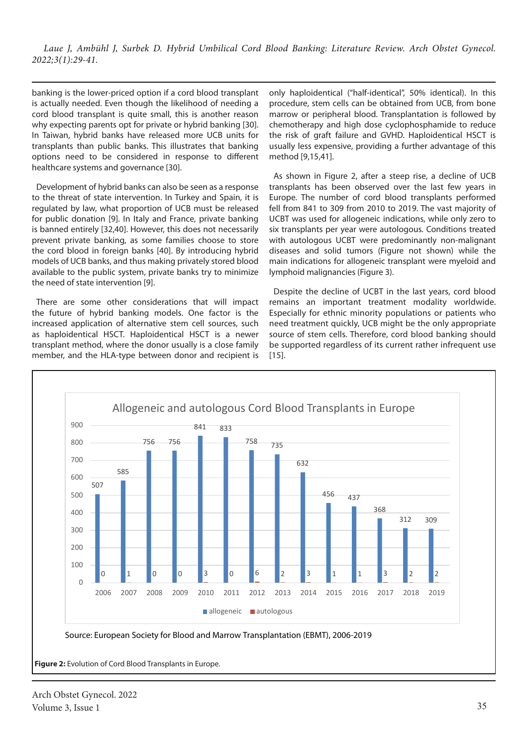banking is the lower-priced option if a cord blood transplant is actually needed. Even though the likelihood of needing a cord blood transplant is quite small, this is another reason why expecting parents opt for private or hybrid banking [30]. In Taiwan, hybrid banks have released more UCB units for transplants than public banks. This illustrates that banking options need to be considered in response to different healthcare systems and governance [30].

Development of hybrid banks can also be seen as a response to the threat of state intervention. In Turkey and Spain, it is regulated by law, what proportion of UCB must be released for public donation [9]. In Italy and France, private banking is banned entirely [32,40]. However, this does not necessarily prevent private banking, as some families choose to store the cord blood in foreign banks [40]. By introducing hybrid models of UCB banks, and thus making privately stored blood available to the public system, private banks try to minimize the need of state intervention [9].

There are some other considerations that will impact the future of hybrid banking models. One factor is the increased application of alternative stem cell sources, such as haploidentical HSCT. Haploidentical HSCT is a newer transplant method, where the donor usually is a close family member, and the HLA-type between donor and recipient is only haploidentical ("half-identical", 50% identical). In this procedure, stem cells can be obtained from UCB, from bone marrow or peripheral blood. Transplantation is followed by chemotherapy and high dose cyclophosphamide to reduce the risk of graft failure and GVHD. Haploidentical HSCT is usually less expensive, providing a further advantage of this method [9,15,41].

As shown in Figure 2, after a steep rise, a decline of UCB transplants has been observed over the last few years in Europe. The number of cord blood transplants performed fell from 841 to 309 from 2010 to 2019. The vast majority of UCBT was used for allogeneic indications, while only zero to six transplants per year were autologous. Conditions treated with autologous UCBT were predominantly non-malignant diseases and solid tumors (Figure not shown) while the main indications for allogeneic transplant were myeloid and lymphoid malignancies (Figure 3).

Despite the decline of UCBT in the last years, cord blood remains an important treatment modality worldwide. Especially for ethnic minority populations or patients who need treatment quickly, UCB might be the only appropriate source of stem cells. Therefore, cord blood banking should be supported regardless of its current rather infrequent use [15].

**Allogeneic and autologous Cord Blood Transplants in Europe**

| Year | allogeneic | autologous |
|---|---|---|
| 2006 | 507 | 0 |
| 2007 | 585 | 1 |
| 2008 | 756 | 0 |
| 2009 | 756 | 0 |
| 2010 | 841 | 3 |
| 2011 | 833 | 0 |
| 2012 | 758 | 6 |
| 2013 | 735 | 2 |
| 2014 | 632 | 3 |
| 2015 | 456 | 1 |
| 2016 | 437 | 1 |
| 2017 | 368 | 3 |
| 2018 | 312 | 2 |
| 2019 | 309 | 2 |

Source: European Society for Blood and Marrow Transplantation (EBMT), 2006-2019

**Figure 2:** Evolution of Cord Blood Transplants in Europe.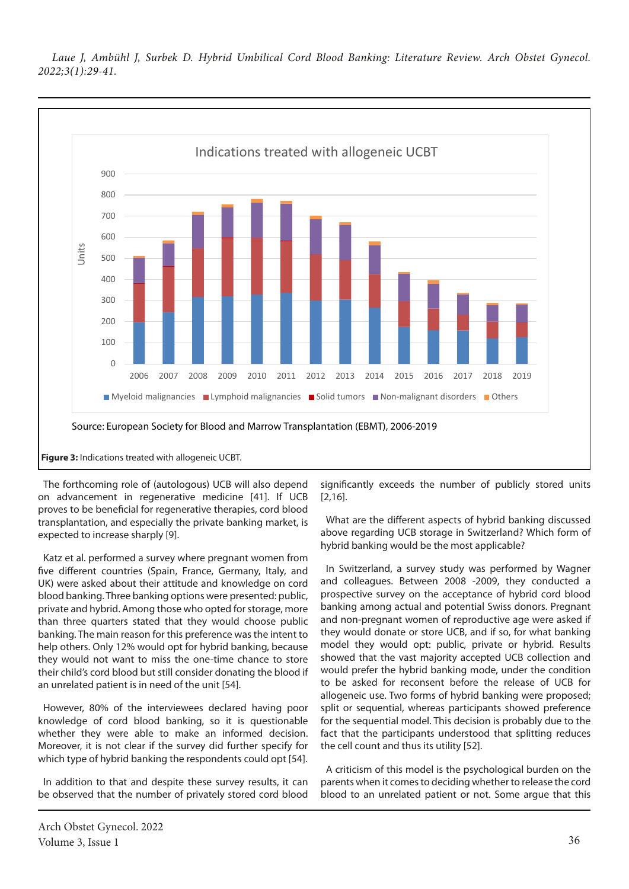Indications treated with allogeneic UCBT

Source: European Society for Blood and Marrow Transplantation (EBMT), 2006-2019

**Figure 3:** Indications treated with allogeneic UCBT.

The forthcoming role of (autologous) UCB will also depend on advancement in regenerative medicine [41]. If UCB proves to be beneficial for regenerative therapies, cord blood transplantation, and especially the private banking market, is expected to increase sharply [9].

Katz et al. performed a survey where pregnant women from five different countries (Spain, France, Germany, Italy, and UK) were asked about their attitude and knowledge on cord blood banking. Three banking options were presented: public, private and hybrid. Among those who opted for storage, more than three quarters stated that they would choose public banking. The main reason for this preference was the intent to help others. Only 12% would opt for hybrid banking, because they would not want to miss the one-time chance to store their child's cord blood but still consider donating the blood if an unrelated patient is in need of the unit [54].

However, 80% of the interviewees declared having poor knowledge of cord blood banking, so it is questionable whether they were able to make an informed decision. Moreover, it is not clear if the survey did further specify for which type of hybrid banking the respondents could opt [54].

In addition to that and despite these survey results, it can be observed that the number of privately stored cord blood significantly exceeds the number of publicly stored units [2,16].

What are the different aspects of hybrid banking discussed above regarding UCB storage in Switzerland? Which form of hybrid banking would be the most applicable?

In Switzerland, a survey study was performed by Wagner and colleagues. Between 2008 -2009, they conducted a prospective survey on the acceptance of hybrid cord blood banking among actual and potential Swiss donors. Pregnant and non-pregnant women of reproductive age were asked if they would donate or store UCB, and if so, for what banking model they would opt: public, private or hybrid. Results showed that the vast majority accepted UCB collection and would prefer the hybrid banking mode, under the condition to be asked for reconsent before the release of UCB for allogeneic use. Two forms of hybrid banking were proposed; split or sequential, whereas participants showed preference for the sequential model. This decision is probably due to the fact that the participants understood that splitting reduces the cell count and thus its utility [52].

A criticism of this model is the psychological burden on the parents when it comes to deciding whether to release the cord blood to an unrelated patient or not. Some argue that this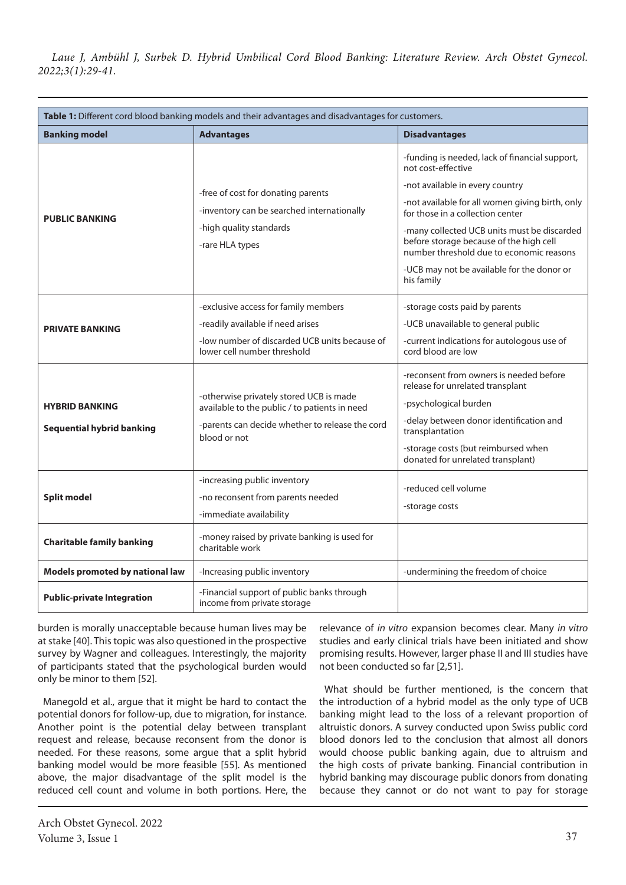**Table 1:** Different cord blood banking models and their advantages and disadvantages for customers.

| Banking model | Advantages | Disadvantages |
|---|---|---|
| **PUBLIC BANKING** | -free of cost for donating parents<br>-inventory can be searched internationally<br>-high quality standards<br>-rare HLA types | -funding is needed, lack of financial support, not cost-effective<br>-not available in every country<br>-not available for all women giving birth, only for those in a collection center<br>-many collected UCB units must be discarded before storage because of the high cell number threshold due to economic reasons<br>-UCB may not be available for the donor or his family |
| **PRIVATE BANKING** | -exclusive access for family members<br>-readily available if need arises<br>-low number of discarded UCB units because of lower cell number threshold | -storage costs paid by parents<br>-UCB unavailable to general public<br>-current indications for autologous use of cord blood are low |
| **HYBRID BANKING**<br>**Sequential hybrid banking** | -otherwise privately stored UCB is made available to the public / to patients in need<br>-parents can decide whether to release the cord blood or not | -reconsent from owners is needed before release for unrelated transplant<br>-psychological burden<br>-delay between donor identification and transplantation<br>-storage costs (but reimbursed when donated for unrelated transplant) |
| **Split model** | -increasing public inventory<br>-no reconsent from parents needed<br>-immediate availability | -reduced cell volume<br>-storage costs |
| **Charitable family banking** | -money raised by private banking is used for charitable work | |
| **Models promoted by national law** | -Increasing public inventory | -undermining the freedom of choice |
| **Public-private Integration** | -Financial support of public banks through income from private storage | |

burden is morally unacceptable because human lives may be at stake [40]. This topic was also questioned in the prospective survey by Wagner and colleagues. Interestingly, the majority of participants stated that the psychological burden would only be minor to them [52].

Manegold et al., argue that it might be hard to contact the potential donors for follow-up, due to migration, for instance. Another point is the potential delay between transplant request and release, because reconsent from the donor is needed. For these reasons, some argue that a split hybrid banking model would be more feasible [55]. As mentioned above, the major disadvantage of the split model is the reduced cell count and volume in both portions. Here, the relevance of *in vitro* expansion becomes clear. Many *in vitro* studies and early clinical trials have been initiated and show promising results. However, larger phase II and III studies have not been conducted so far [2,51].

What should be further mentioned, is the concern that the introduction of a hybrid model as the only type of UCB banking might lead to the loss of a relevant proportion of altruistic donors. A survey conducted upon Swiss public cord blood donors led to the conclusion that almost all donors would choose public banking again, due to altruism and the high costs of private banking. Financial contribution in hybrid banking may discourage public donors from donating because they cannot or do not want to pay for storage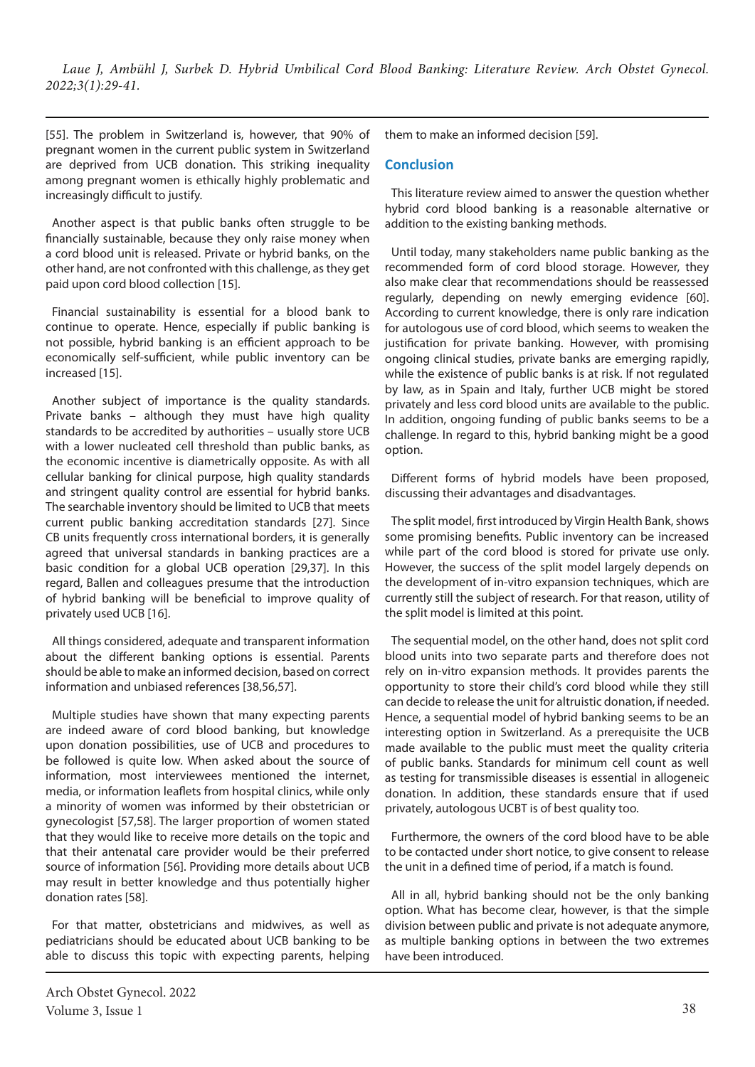[55]. The problem in Switzerland is, however, that 90% of pregnant women in the current public system in Switzerland are deprived from UCB donation. This striking inequality among pregnant women is ethically highly problematic and increasingly difficult to justify.

Another aspect is that public banks often struggle to be financially sustainable, because they only raise money when a cord blood unit is released. Private or hybrid banks, on the other hand, are not confronted with this challenge, as they get paid upon cord blood collection [15].

Financial sustainability is essential for a blood bank to continue to operate. Hence, especially if public banking is not possible, hybrid banking is an efficient approach to be economically self-sufficient, while public inventory can be increased [15].

Another subject of importance is the quality standards. Private banks – although they must have high quality standards to be accredited by authorities – usually store UCB with a lower nucleated cell threshold than public banks, as the economic incentive is diametrically opposite. As with all cellular banking for clinical purpose, high quality standards and stringent quality control are essential for hybrid banks. The searchable inventory should be limited to UCB that meets current public banking accreditation standards [27]. Since CB units frequently cross international borders, it is generally agreed that universal standards in banking practices are a basic condition for a global UCB operation [29,37]. In this regard, Ballen and colleagues presume that the introduction of hybrid banking will be beneficial to improve quality of privately used UCB [16].

All things considered, adequate and transparent information about the different banking options is essential. Parents should be able to make an informed decision, based on correct information and unbiased references [38,56,57].

Multiple studies have shown that many expecting parents are indeed aware of cord blood banking, but knowledge upon donation possibilities, use of UCB and procedures to be followed is quite low. When asked about the source of information, most interviewees mentioned the internet, media, or information leaflets from hospital clinics, while only a minority of women was informed by their obstetrician or gynecologist [57,58]. The larger proportion of women stated that they would like to receive more details on the topic and that their antenatal care provider would be their preferred source of information [56]. Providing more details about UCB may result in better knowledge and thus potentially higher donation rates [58].

For that matter, obstetricians and midwives, as well as pediatricians should be educated about UCB banking to be able to discuss this topic with expecting parents, helping them to make an informed decision [59].

## Conclusion

This literature review aimed to answer the question whether hybrid cord blood banking is a reasonable alternative or addition to the existing banking methods.

Until today, many stakeholders name public banking as the recommended form of cord blood storage. However, they also make clear that recommendations should be reassessed regularly, depending on newly emerging evidence [60]. According to current knowledge, there is only rare indication for autologous use of cord blood, which seems to weaken the justification for private banking. However, with promising ongoing clinical studies, private banks are emerging rapidly, while the existence of public banks is at risk. If not regulated by law, as in Spain and Italy, further UCB might be stored privately and less cord blood units are available to the public. In addition, ongoing funding of public banks seems to be a challenge. In regard to this, hybrid banking might be a good option.

Different forms of hybrid models have been proposed, discussing their advantages and disadvantages.

The split model, first introduced by Virgin Health Bank, shows some promising benefits. Public inventory can be increased while part of the cord blood is stored for private use only. However, the success of the split model largely depends on the development of in-vitro expansion techniques, which are currently still the subject of research. For that reason, utility of the split model is limited at this point.

The sequential model, on the other hand, does not split cord blood units into two separate parts and therefore does not rely on in-vitro expansion methods. It provides parents the opportunity to store their child's cord blood while they still can decide to release the unit for altruistic donation, if needed. Hence, a sequential model of hybrid banking seems to be an interesting option in Switzerland. As a prerequisite the UCB made available to the public must meet the quality criteria of public banks. Standards for minimum cell count as well as testing for transmissible diseases is essential in allogeneic donation. In addition, these standards ensure that if used privately, autologous UCBT is of best quality too.

Furthermore, the owners of the cord blood have to be able to be contacted under short notice, to give consent to release the unit in a defined time of period, if a match is found.

All in all, hybrid banking should not be the only banking option. What has become clear, however, is that the simple division between public and private is not adequate anymore, as multiple banking options in between the two extremes have been introduced.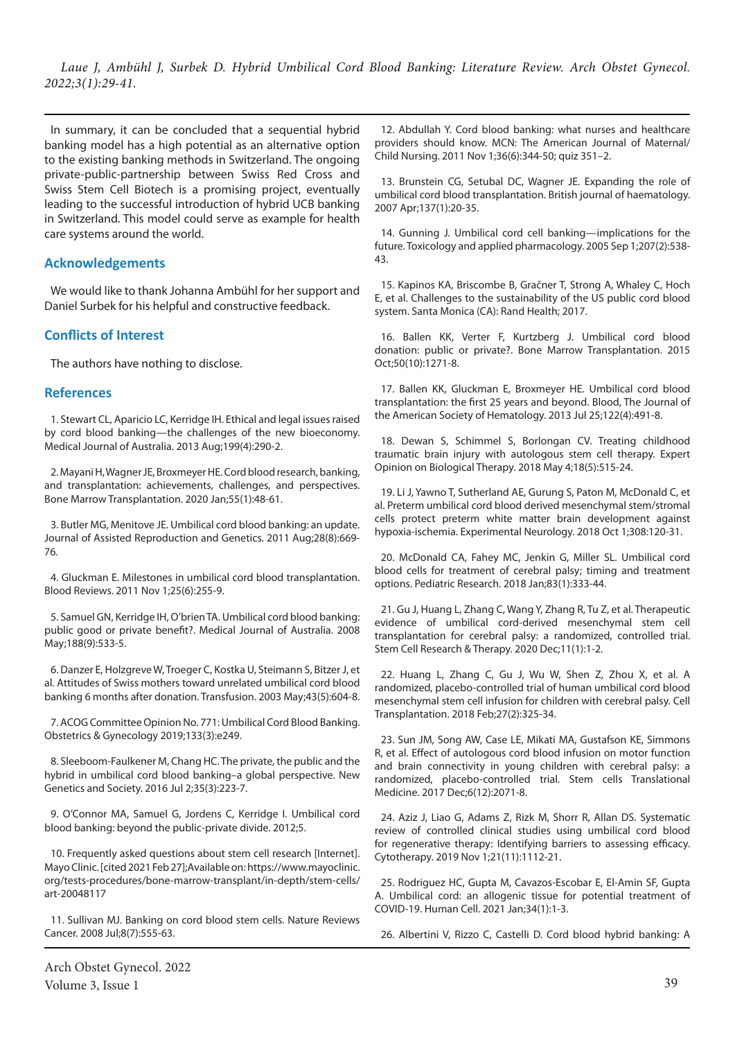In summary, it can be concluded that a sequential hybrid banking model has a high potential as an alternative option to the existing banking methods in Switzerland. The ongoing private-public-partnership between Swiss Red Cross and Swiss Stem Cell Biotech is a promising project, eventually leading to the successful introduction of hybrid UCB banking in Switzerland. This model could serve as example for health care systems around the world.

## Acknowledgements

We would like to thank Johanna Ambühl for her support and Daniel Surbek for his helpful and constructive feedback.

## Conflicts of Interest

The authors have nothing to disclose.

## References

1. Stewart CL, Aparicio LC, Kerridge IH. Ethical and legal issues raised by cord blood banking—the challenges of the new bioeconomy. Medical Journal of Australia. 2013 Aug;199(4):290-2.

2. Mayani H, Wagner JE, Broxmeyer HE. Cord blood research, banking, and transplantation: achievements, challenges, and perspectives. Bone Marrow Transplantation. 2020 Jan;55(1):48-61.

3. Butler MG, Menitove JE. Umbilical cord blood banking: an update. Journal of Assisted Reproduction and Genetics. 2011 Aug;28(8):669-76.

4. Gluckman E. Milestones in umbilical cord blood transplantation. Blood Reviews. 2011 Nov 1;25(6):255-9.

5. Samuel GN, Kerridge IH, O'brien TA. Umbilical cord blood banking: public good or private benefit?. Medical Journal of Australia. 2008 May;188(9):533-5.

6. Danzer E, Holzgreve W, Troeger C, Kostka U, Steimann S, Bitzer J, et al. Attitudes of Swiss mothers toward unrelated umbilical cord blood banking 6 months after donation. Transfusion. 2003 May;43(5):604-8.

7. ACOG Committee Opinion No. 771: Umbilical Cord Blood Banking. Obstetrics & Gynecology 2019;133(3):e249.

8. Sleeboom-Faulkener M, Chang HC. The private, the public and the hybrid in umbilical cord blood banking–a global perspective. New Genetics and Society. 2016 Jul 2;35(3):223-7.

9. O'Connor MA, Samuel G, Jordens C, Kerridge I. Umbilical cord blood banking: beyond the public-private divide. 2012;5.

10. Frequently asked questions about stem cell research [Internet]. Mayo Clinic. [cited 2021 Feb 27];Available on: https://www.mayoclinic.org/tests-procedures/bone-marrow-transplant/in-depth/stem-cells/art-20048117

11. Sullivan MJ. Banking on cord blood stem cells. Nature Reviews Cancer. 2008 Jul;8(7):555-63.

12. Abdullah Y. Cord blood banking: what nurses and healthcare providers should know. MCN: The American Journal of Maternal/Child Nursing. 2011 Nov 1;36(6):344-50; quiz 351–2.

13. Brunstein CG, Setubal DC, Wagner JE. Expanding the role of umbilical cord blood transplantation. British journal of haematology. 2007 Apr;137(1):20-35.

14. Gunning J. Umbilical cord cell banking—implications for the future. Toxicology and applied pharmacology. 2005 Sep 1;207(2):538-43.

15. Kapinos KA, Briscombe B, Gračner T, Strong A, Whaley C, Hoch E, et al. Challenges to the sustainability of the US public cord blood system. Santa Monica (CA): Rand Health; 2017.

16. Ballen KK, Verter F, Kurtzberg J. Umbilical cord blood donation: public or private?. Bone Marrow Transplantation. 2015 Oct;50(10):1271-8.

17. Ballen KK, Gluckman E, Broxmeyer HE. Umbilical cord blood transplantation: the first 25 years and beyond. Blood, The Journal of the American Society of Hematology. 2013 Jul 25;122(4):491-8.

18. Dewan S, Schimmel S, Borlongan CV. Treating childhood traumatic brain injury with autologous stem cell therapy. Expert Opinion on Biological Therapy. 2018 May 4;18(5):515-24.

19. Li J, Yawno T, Sutherland AE, Gurung S, Paton M, McDonald C, et al. Preterm umbilical cord blood derived mesenchymal stem/stromal cells protect preterm white matter brain development against hypoxia-ischemia. Experimental Neurology. 2018 Oct 1;308:120-31.

20. McDonald CA, Fahey MC, Jenkin G, Miller SL. Umbilical cord blood cells for treatment of cerebral palsy; timing and treatment options. Pediatric Research. 2018 Jan;83(1):333-44.

21. Gu J, Huang L, Zhang C, Wang Y, Zhang R, Tu Z, et al. Therapeutic evidence of umbilical cord-derived mesenchymal stem cell transplantation for cerebral palsy: a randomized, controlled trial. Stem Cell Research & Therapy. 2020 Dec;11(1):1-2.

22. Huang L, Zhang C, Gu J, Wu W, Shen Z, Zhou X, et al. A randomized, placebo-controlled trial of human umbilical cord blood mesenchymal stem cell infusion for children with cerebral palsy. Cell Transplantation. 2018 Feb;27(2):325-34.

23. Sun JM, Song AW, Case LE, Mikati MA, Gustafson KE, Simmons R, et al. Effect of autologous cord blood infusion on motor function and brain connectivity in young children with cerebral palsy: a randomized, placebo-controlled trial. Stem cells Translational Medicine. 2017 Dec;6(12):2071-8.

24. Aziz J, Liao G, Adams Z, Rizk M, Shorr R, Allan DS. Systematic review of controlled clinical studies using umbilical cord blood for regenerative therapy: Identifying barriers to assessing efficacy. Cytotherapy. 2019 Nov 1;21(11):1112-21.

25. Rodriguez HC, Gupta M, Cavazos-Escobar E, El-Amin SF, Gupta A. Umbilical cord: an allogenic tissue for potential treatment of COVID-19. Human Cell. 2021 Jan;34(1):1-3.

26. Albertini V, Rizzo C, Castelli D. Cord blood hybrid banking: A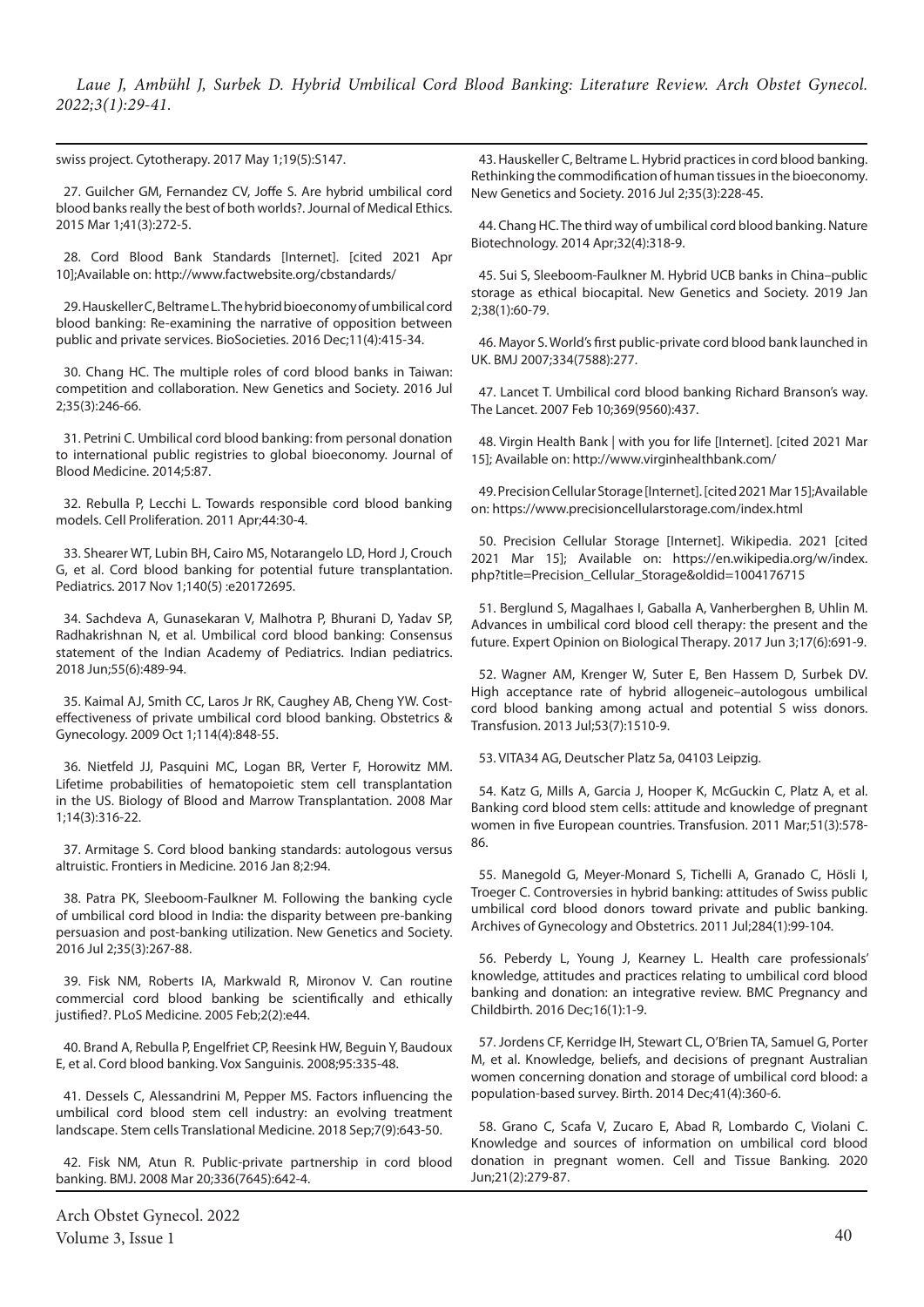swiss project. Cytotherapy. 2017 May 1;19(5):S147.

27. Guilcher GM, Fernandez CV, Joffe S. Are hybrid umbilical cord blood banks really the best of both worlds?. Journal of Medical Ethics. 2015 Mar 1;41(3):272-5.

28. Cord Blood Bank Standards [Internet]. [cited 2021 Apr 10];Available on: http://www.factwebsite.org/cbstandards/

29. Hauskeller C, Beltrame L. The hybrid bioeconomy of umbilical cord blood banking: Re-examining the narrative of opposition between public and private services. BioSocieties. 2016 Dec;11(4):415-34.

30. Chang HC. The multiple roles of cord blood banks in Taiwan: competition and collaboration. New Genetics and Society. 2016 Jul 2;35(3):246-66.

31. Petrini C. Umbilical cord blood banking: from personal donation to international public registries to global bioeconomy. Journal of Blood Medicine. 2014;5:87.

32. Rebulla P, Lecchi L. Towards responsible cord blood banking models. Cell Proliferation. 2011 Apr;44:30-4.

33. Shearer WT, Lubin BH, Cairo MS, Notarangelo LD, Hord J, Crouch G, et al. Cord blood banking for potential future transplantation. Pediatrics. 2017 Nov 1;140(5) :e20172695.

34. Sachdeva A, Gunasekaran V, Malhotra P, Bhurani D, Yadav SP, Radhakrishnan N, et al. Umbilical cord blood banking: Consensus statement of the Indian Academy of Pediatrics. Indian pediatrics. 2018 Jun;55(6):489-94.

35. Kaimal AJ, Smith CC, Laros Jr RK, Caughey AB, Cheng YW. Cost-effectiveness of private umbilical cord blood banking. Obstetrics & Gynecology. 2009 Oct 1;114(4):848-55.

36. Nietfeld JJ, Pasquini MC, Logan BR, Verter F, Horowitz MM. Lifetime probabilities of hematopoietic stem cell transplantation in the US. Biology of Blood and Marrow Transplantation. 2008 Mar 1;14(3):316-22.

37. Armitage S. Cord blood banking standards: autologous versus altruistic. Frontiers in Medicine. 2016 Jan 8;2:94.

38. Patra PK, Sleeboom-Faulkner M. Following the banking cycle of umbilical cord blood in India: the disparity between pre-banking persuasion and post-banking utilization. New Genetics and Society. 2016 Jul 2;35(3):267-88.

39. Fisk NM, Roberts IA, Markwald R, Mironov V. Can routine commercial cord blood banking be scientifically and ethically justified?. PLoS Medicine. 2005 Feb;2(2):e44.

40. Brand A, Rebulla P, Engelfriet CP, Reesink HW, Beguin Y, Baudoux E, et al. Cord blood banking. Vox Sanguinis. 2008;95:335-48.

41. Dessels C, Alessandrini M, Pepper MS. Factors influencing the umbilical cord blood stem cell industry: an evolving treatment landscape. Stem cells Translational Medicine. 2018 Sep;7(9):643-50.

42. Fisk NM, Atun R. Public-private partnership in cord blood banking. BMJ. 2008 Mar 20;336(7645):642-4.

43. Hauskeller C, Beltrame L. Hybrid practices in cord blood banking. Rethinking the commodification of human tissues in the bioeconomy. New Genetics and Society. 2016 Jul 2;35(3):228-45.

44. Chang HC. The third way of umbilical cord blood banking. Nature Biotechnology. 2014 Apr;32(4):318-9.

45. Sui S, Sleeboom-Faulkner M. Hybrid UCB banks in China–public storage as ethical biocapital. New Genetics and Society. 2019 Jan 2;38(1):60-79.

46. Mayor S. World's first public-private cord blood bank launched in UK. BMJ 2007;334(7588):277.

47. Lancet T. Umbilical cord blood banking Richard Branson's way. The Lancet. 2007 Feb 10;369(9560):437.

48. Virgin Health Bank | with you for life [Internet]. [cited 2021 Mar 15]; Available on: http://www.virginhealthbank.com/

49. Precision Cellular Storage [Internet]. [cited 2021 Mar 15];Available on: https://www.precisioncellularstorage.com/index.html

50. Precision Cellular Storage [Internet]. Wikipedia. 2021 [cited 2021 Mar 15]; Available on: https://en.wikipedia.org/w/index.php?title=Precision_Cellular_Storage&oldid=1004176715

51. Berglund S, Magalhaes I, Gaballa A, Vanherberghen B, Uhlin M. Advances in umbilical cord blood cell therapy: the present and the future. Expert Opinion on Biological Therapy. 2017 Jun 3;17(6):691-9.

52. Wagner AM, Krenger W, Suter E, Ben Hassem D, Surbek DV. High acceptance rate of hybrid allogeneic–autologous umbilical cord blood banking among actual and potential S wiss donors. Transfusion. 2013 Jul;53(7):1510-9.

53. VITA34 AG, Deutscher Platz 5a, 04103 Leipzig.

54. Katz G, Mills A, Garcia J, Hooper K, McGuckin C, Platz A, et al. Banking cord blood stem cells: attitude and knowledge of pregnant women in five European countries. Transfusion. 2011 Mar;51(3):578-86.

55. Manegold G, Meyer-Monard S, Tichelli A, Granado C, Hösli I, Troeger C. Controversies in hybrid banking: attitudes of Swiss public umbilical cord blood donors toward private and public banking. Archives of Gynecology and Obstetrics. 2011 Jul;284(1):99-104.

56. Peberdy L, Young J, Kearney L. Health care professionals' knowledge, attitudes and practices relating to umbilical cord blood banking and donation: an integrative review. BMC Pregnancy and Childbirth. 2016 Dec;16(1):1-9.

57. Jordens CF, Kerridge IH, Stewart CL, O'Brien TA, Samuel G, Porter M, et al. Knowledge, beliefs, and decisions of pregnant Australian women concerning donation and storage of umbilical cord blood: a population-based survey. Birth. 2014 Dec;41(4):360-6.

58. Grano C, Scafa V, Zucaro E, Abad R, Lombardo C, Violani C. Knowledge and sources of information on umbilical cord blood donation in pregnant women. Cell and Tissue Banking. 2020 Jun;21(2):279-87.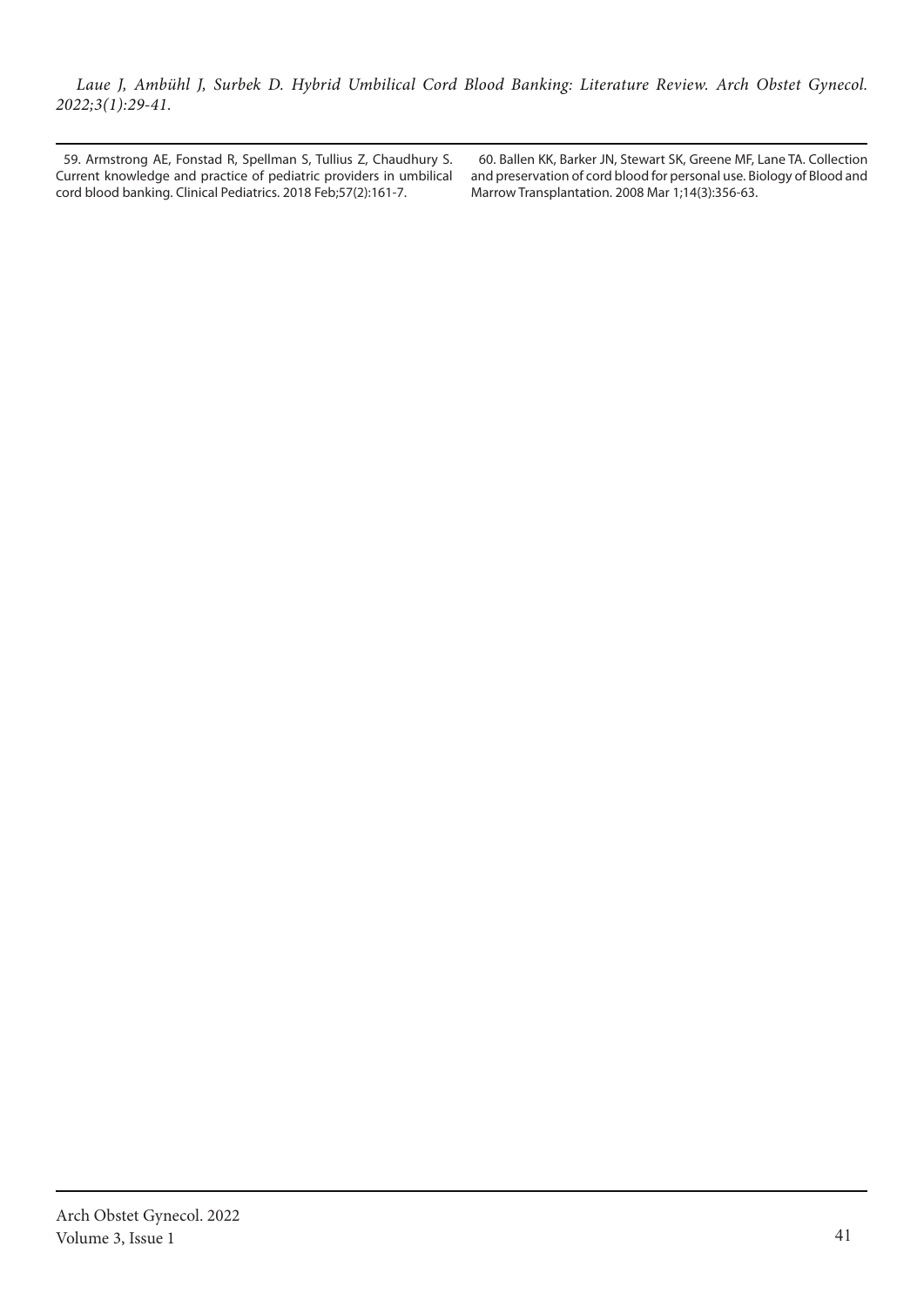59. Armstrong AE, Fonstad R, Spellman S, Tullius Z, Chaudhury S. Current knowledge and practice of pediatric providers in umbilical cord blood banking. Clinical Pediatrics. 2018 Feb;57(2):161-7.

60. Ballen KK, Barker JN, Stewart SK, Greene MF, Lane TA. Collection and preservation of cord blood for personal use. Biology of Blood and Marrow Transplantation. 2008 Mar 1;14(3):356-63.